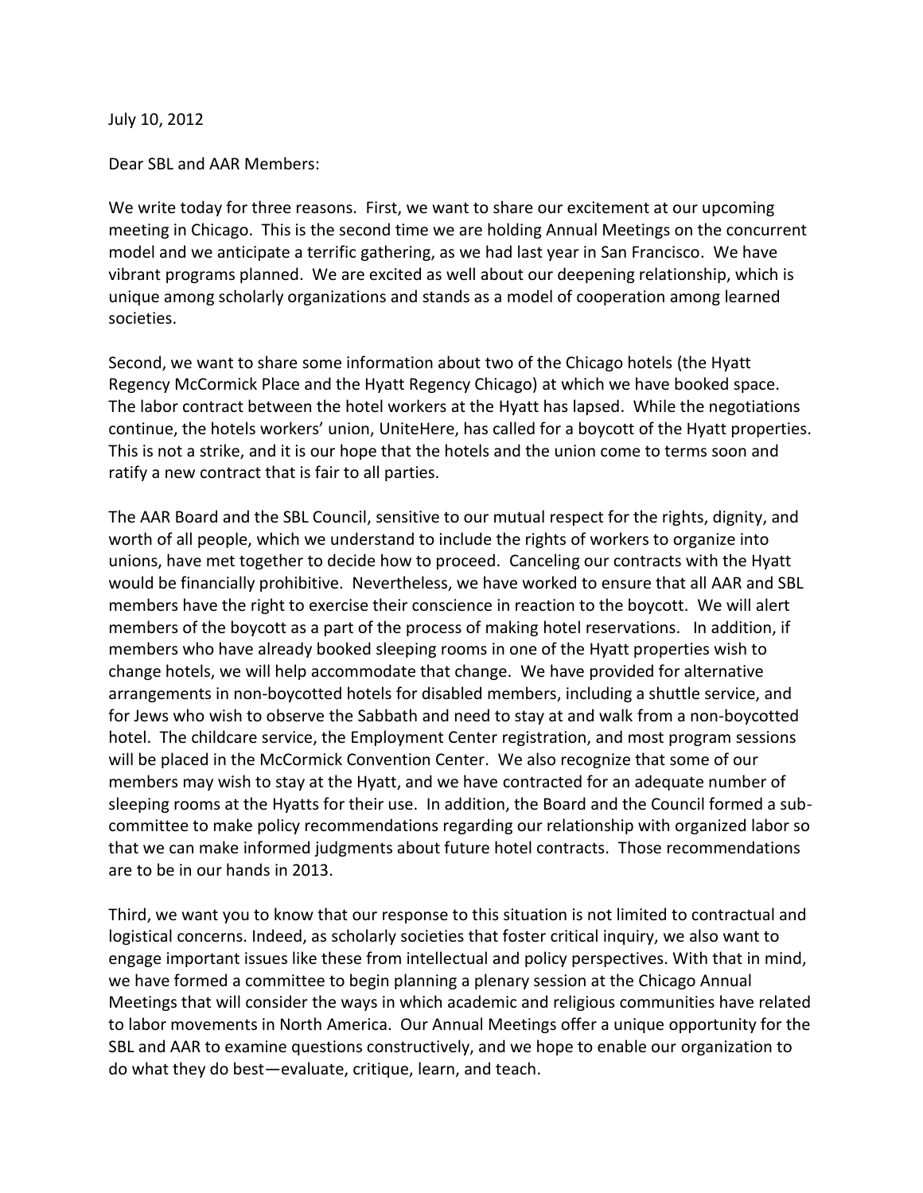July 10, 2012

Dear SBL and AAR Members:

We write today for three reasons. First, we want to share our excitement at our upcoming meeting in Chicago. This is the second time we are holding Annual Meetings on the concurrent model and we anticipate a terrific gathering, as we had last year in San Francisco. We have vibrant programs planned. We are excited as well about our deepening relationship, which is unique among scholarly organizations and stands as a model of cooperation among learned societies.

Second, we want to share some information about two of the Chicago hotels (the Hyatt Regency McCormick Place and the Hyatt Regency Chicago) at which we have booked space. The labor contract between the hotel workers at the Hyatt has lapsed. While the negotiations continue, the hotels workers' union, UniteHere, has called for a boycott of the Hyatt properties. This is not a strike, and it is our hope that the hotels and the union come to terms soon and ratify a new contract that is fair to all parties.

The AAR Board and the SBL Council, sensitive to our mutual respect for the rights, dignity, and worth of all people, which we understand to include the rights of workers to organize into unions, have met together to decide how to proceed. Canceling our contracts with the Hyatt would be financially prohibitive. Nevertheless, we have worked to ensure that all AAR and SBL members have the right to exercise their conscience in reaction to the boycott. We will alert members of the boycott as a part of the process of making hotel reservations. In addition, if members who have already booked sleeping rooms in one of the Hyatt properties wish to change hotels, we will help accommodate that change. We have provided for alternative arrangements in non-boycotted hotels for disabled members, including a shuttle service, and for Jews who wish to observe the Sabbath and need to stay at and walk from a non-boycotted hotel. The childcare service, the Employment Center registration, and most program sessions will be placed in the McCormick Convention Center. We also recognize that some of our members may wish to stay at the Hyatt, and we have contracted for an adequate number of sleeping rooms at the Hyatts for their use. In addition, the Board and the Council formed a sub-committee to make policy recommendations regarding our relationship with organized labor so that we can make informed judgments about future hotel contracts. Those recommendations are to be in our hands in 2013.

Third, we want you to know that our response to this situation is not limited to contractual and logistical concerns. Indeed, as scholarly societies that foster critical inquiry, we also want to engage important issues like these from intellectual and policy perspectives. With that in mind, we have formed a committee to begin planning a plenary session at the Chicago Annual Meetings that will consider the ways in which academic and religious communities have related to labor movements in North America. Our Annual Meetings offer a unique opportunity for the SBL and AAR to examine questions constructively, and we hope to enable our organization to do what they do best—evaluate, critique, learn, and teach.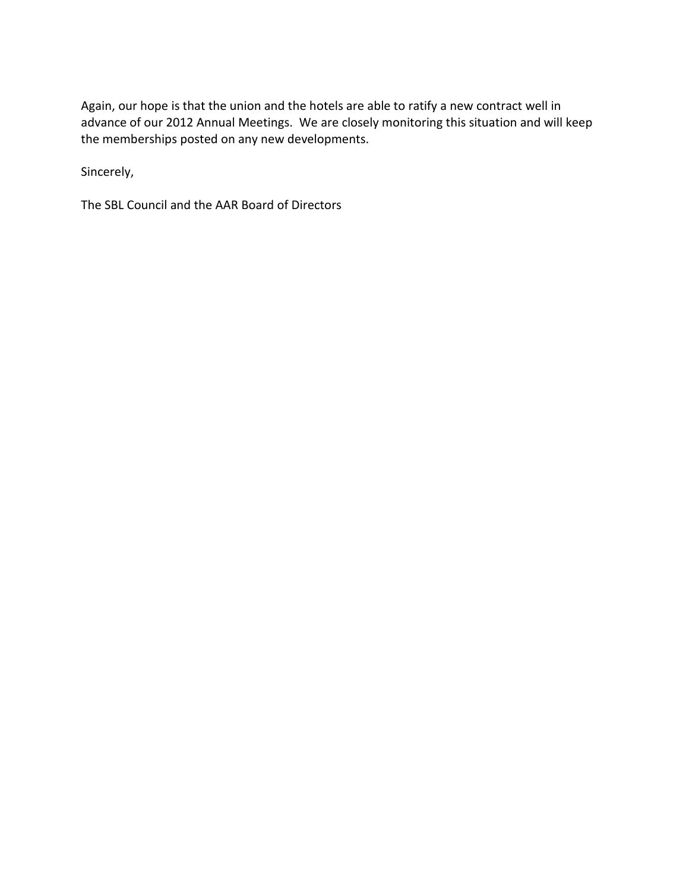Again, our hope is that the union and the hotels are able to ratify a new contract well in advance of our 2012 Annual Meetings. We are closely monitoring this situation and will keep the memberships posted on any new developments.

Sincerely,

The SBL Council and the AAR Board of Directors